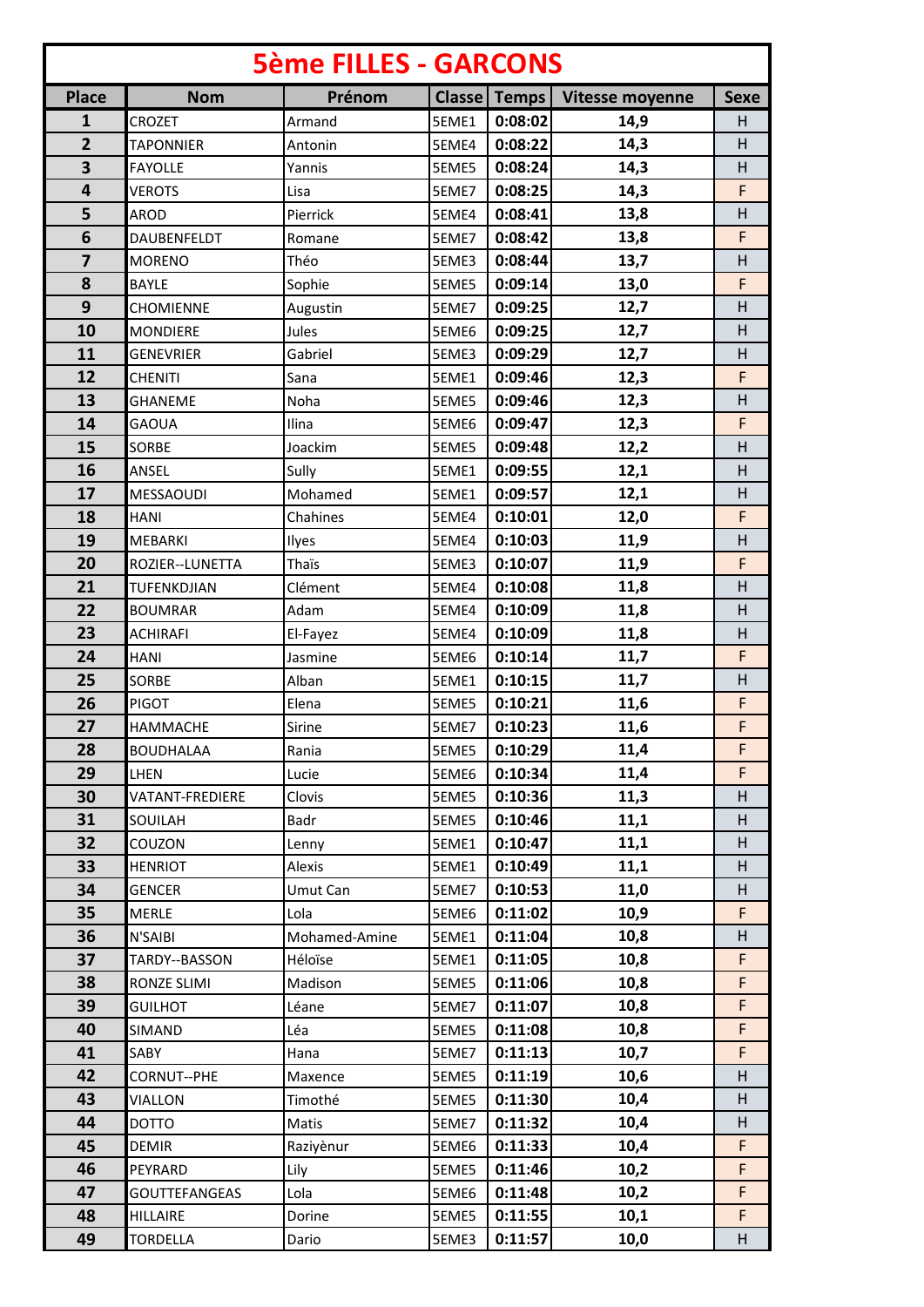# 5ème FILLES - GARCONS

| Place | Nom | Prénom | Classe | Temps | Vitesse moyenne | Sexe |
|---|---|---|---|---|---|---|
| 1 | CROZET | Armand | 5EME1 | 0:08:02 | 14,9 | H |
| 2 | TAPONNIER | Antonin | 5EME4 | 0:08:22 | 14,3 | H |
| 3 | FAYOLLE | Yannis | 5EME5 | 0:08:24 | 14,3 | H |
| 4 | VEROTS | Lisa | 5EME7 | 0:08:25 | 14,3 | F |
| 5 | AROD | Pierrick | 5EME4 | 0:08:41 | 13,8 | H |
| 6 | DAUBENFELDT | Romane | 5EME7 | 0:08:42 | 13,8 | F |
| 7 | MORENO | Théo | 5EME3 | 0:08:44 | 13,7 | H |
| 8 | BAYLE | Sophie | 5EME5 | 0:09:14 | 13,0 | F |
| 9 | CHOMIENNE | Augustin | 5EME7 | 0:09:25 | 12,7 | H |
| 10 | MONDIERE | Jules | 5EME6 | 0:09:25 | 12,7 | H |
| 11 | GENEVRIER | Gabriel | 5EME3 | 0:09:29 | 12,7 | H |
| 12 | CHENITI | Sana | 5EME1 | 0:09:46 | 12,3 | F |
| 13 | GHANEME | Noha | 5EME5 | 0:09:46 | 12,3 | H |
| 14 | GAOUA | Ilina | 5EME6 | 0:09:47 | 12,3 | F |
| 15 | SORBE | Joackim | 5EME5 | 0:09:48 | 12,2 | H |
| 16 | ANSEL | Sully | 5EME1 | 0:09:55 | 12,1 | H |
| 17 | MESSAOUDI | Mohamed | 5EME1 | 0:09:57 | 12,1 | H |
| 18 | HANI | Chahines | 5EME4 | 0:10:01 | 12,0 | F |
| 19 | MEBARKI | Ilyes | 5EME4 | 0:10:03 | 11,9 | H |
| 20 | ROZIER--LUNETTA | Thaïs | 5EME3 | 0:10:07 | 11,9 | F |
| 21 | TUFENKDJIAN | Clément | 5EME4 | 0:10:08 | 11,8 | H |
| 22 | BOUMRAR | Adam | 5EME4 | 0:10:09 | 11,8 | H |
| 23 | ACHIRAFI | El-Fayez | 5EME4 | 0:10:09 | 11,8 | H |
| 24 | HANI | Jasmine | 5EME6 | 0:10:14 | 11,7 | F |
| 25 | SORBE | Alban | 5EME1 | 0:10:15 | 11,7 | H |
| 26 | PIGOT | Elena | 5EME5 | 0:10:21 | 11,6 | F |
| 27 | HAMMACHE | Sirine | 5EME7 | 0:10:23 | 11,6 | F |
| 28 | BOUDHALAA | Rania | 5EME5 | 0:10:29 | 11,4 | F |
| 29 | LHEN | Lucie | 5EME6 | 0:10:34 | 11,4 | F |
| 30 | VATANT-FREDIERE | Clovis | 5EME5 | 0:10:36 | 11,3 | H |
| 31 | SOUILAH | Badr | 5EME5 | 0:10:46 | 11,1 | H |
| 32 | COUZON | Lenny | 5EME1 | 0:10:47 | 11,1 | H |
| 33 | HENRIOT | Alexis | 5EME1 | 0:10:49 | 11,1 | H |
| 34 | GENCER | Umut Can | 5EME7 | 0:10:53 | 11,0 | H |
| 35 | MERLE | Lola | 5EME6 | 0:11:02 | 10,9 | F |
| 36 | N'SAIBI | Mohamed-Amine | 5EME1 | 0:11:04 | 10,8 | H |
| 37 | TARDY--BASSON | Héloïse | 5EME1 | 0:11:05 | 10,8 | F |
| 38 | RONZE SLIMI | Madison | 5EME5 | 0:11:06 | 10,8 | F |
| 39 | GUILHOT | Léane | 5EME7 | 0:11:07 | 10,8 | F |
| 40 | SIMAND | Léa | 5EME5 | 0:11:08 | 10,8 | F |
| 41 | SABY | Hana | 5EME7 | 0:11:13 | 10,7 | F |
| 42 | CORNUT--PHE | Maxence | 5EME5 | 0:11:19 | 10,6 | H |
| 43 | VIALLON | Timothé | 5EME5 | 0:11:30 | 10,4 | H |
| 44 | DOTTO | Matis | 5EME7 | 0:11:32 | 10,4 | H |
| 45 | DEMIR | Raziyènur | 5EME6 | 0:11:33 | 10,4 | F |
| 46 | PEYRARD | Lily | 5EME5 | 0:11:46 | 10,2 | F |
| 47 | GOUTTEFANGEAS | Lola | 5EME6 | 0:11:48 | 10,2 | F |
| 48 | HILLAIRE | Dorine | 5EME5 | 0:11:55 | 10,1 | F |
| 49 | TORDELLA | Dario | 5EME3 | 0:11:57 | 10,0 | H |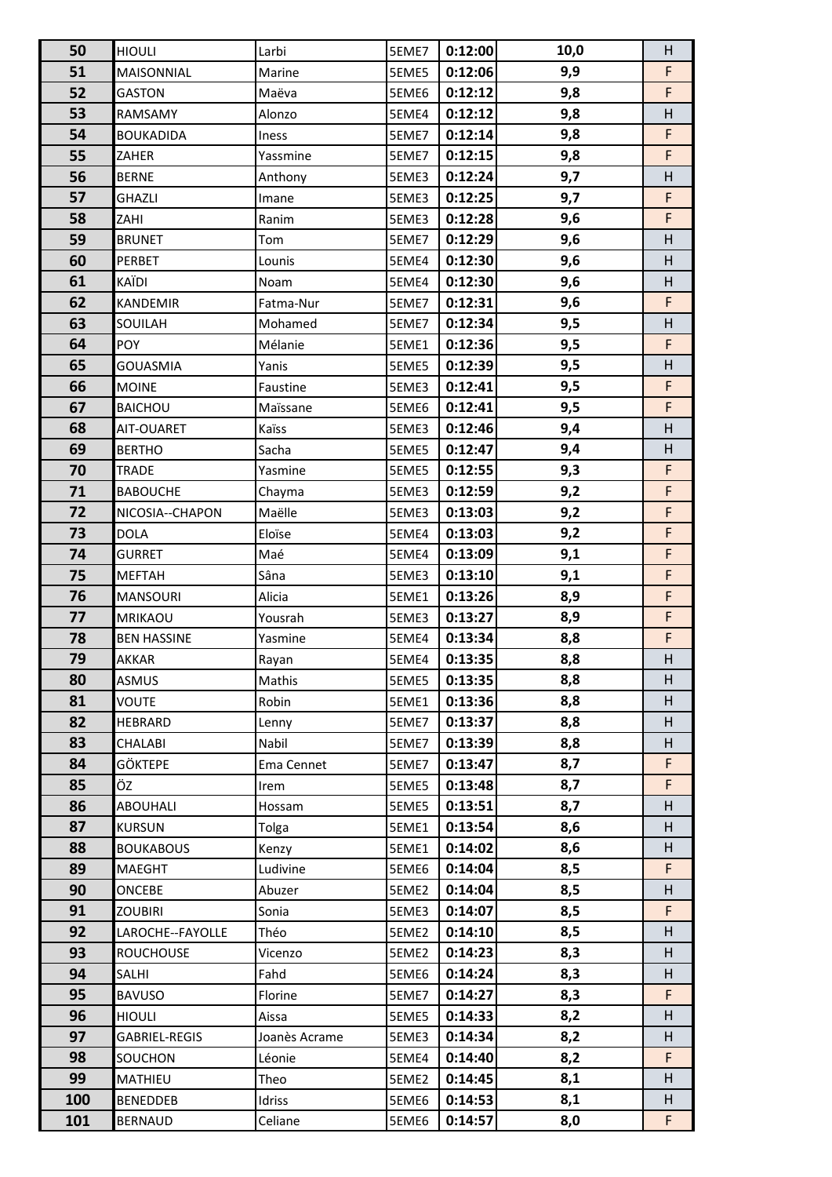| 50 | HIOULI | Larbi | 5EME7 | 0:12:00 | 10,0 | H |
|---|---|---|---|---|---|---|
| 51 | MAISONNIAL | Marine | 5EME5 | 0:12:06 | 9,9 | F |
| 52 | GASTON | Maëva | 5EME6 | 0:12:12 | 9,8 | F |
| 53 | RAMSAMY | Alonzo | 5EME4 | 0:12:12 | 9,8 | H |
| 54 | BOUKADIDA | Iness | 5EME7 | 0:12:14 | 9,8 | F |
| 55 | ZAHER | Yassmine | 5EME7 | 0:12:15 | 9,8 | F |
| 56 | BERNE | Anthony | 5EME3 | 0:12:24 | 9,7 | H |
| 57 | GHAZLI | Imane | 5EME3 | 0:12:25 | 9,7 | F |
| 58 | ZAHI | Ranim | 5EME3 | 0:12:28 | 9,6 | F |
| 59 | BRUNET | Tom | 5EME7 | 0:12:29 | 9,6 | H |
| 60 | PERBET | Lounis | 5EME4 | 0:12:30 | 9,6 | H |
| 61 | KAÏDI | Noam | 5EME4 | 0:12:30 | 9,6 | H |
| 62 | KANDEMIR | Fatma-Nur | 5EME7 | 0:12:31 | 9,6 | F |
| 63 | SOUILAH | Mohamed | 5EME7 | 0:12:34 | 9,5 | H |
| 64 | POY | Mélanie | 5EME1 | 0:12:36 | 9,5 | F |
| 65 | GOUASMIA | Yanis | 5EME5 | 0:12:39 | 9,5 | H |
| 66 | MOINE | Faustine | 5EME3 | 0:12:41 | 9,5 | F |
| 67 | BAICHOU | Maïssane | 5EME6 | 0:12:41 | 9,5 | F |
| 68 | AIT-OUARET | Kaïss | 5EME3 | 0:12:46 | 9,4 | H |
| 69 | BERTHO | Sacha | 5EME5 | 0:12:47 | 9,4 | H |
| 70 | TRADE | Yasmine | 5EME5 | 0:12:55 | 9,3 | F |
| 71 | BABOUCHE | Chayma | 5EME3 | 0:12:59 | 9,2 | F |
| 72 | NICOSIA--CHAPON | Maëlle | 5EME3 | 0:13:03 | 9,2 | F |
| 73 | DOLA | Eloïse | 5EME4 | 0:13:03 | 9,2 | F |
| 74 | GURRET | Maé | 5EME4 | 0:13:09 | 9,1 | F |
| 75 | MEFTAH | Sâna | 5EME3 | 0:13:10 | 9,1 | F |
| 76 | MANSOURI | Alicia | 5EME1 | 0:13:26 | 8,9 | F |
| 77 | MRIKAOU | Yousrah | 5EME3 | 0:13:27 | 8,9 | F |
| 78 | BEN HASSINE | Yasmine | 5EME4 | 0:13:34 | 8,8 | F |
| 79 | AKKAR | Rayan | 5EME4 | 0:13:35 | 8,8 | H |
| 80 | ASMUS | Mathis | 5EME5 | 0:13:35 | 8,8 | H |
| 81 | VOUTE | Robin | 5EME1 | 0:13:36 | 8,8 | H |
| 82 | HEBRARD | Lenny | 5EME7 | 0:13:37 | 8,8 | H |
| 83 | CHALABI | Nabil | 5EME7 | 0:13:39 | 8,8 | H |
| 84 | GÖKTEPE | Ema Cennet | 5EME7 | 0:13:47 | 8,7 | F |
| 85 | ÖZ | Irem | 5EME5 | 0:13:48 | 8,7 | F |
| 86 | ABOUHALI | Hossam | 5EME5 | 0:13:51 | 8,7 | H |
| 87 | KURSUN | Tolga | 5EME1 | 0:13:54 | 8,6 | H |
| 88 | BOUKABOUS | Kenzy | 5EME1 | 0:14:02 | 8,6 | H |
| 89 | MAEGHT | Ludivine | 5EME6 | 0:14:04 | 8,5 | F |
| 90 | ONCEBE | Abuzer | 5EME2 | 0:14:04 | 8,5 | H |
| 91 | ZOUBIRI | Sonia | 5EME3 | 0:14:07 | 8,5 | F |
| 92 | LAROCHE--FAYOLLE | Théo | 5EME2 | 0:14:10 | 8,5 | H |
| 93 | ROUCHOUSE | Vicenzo | 5EME2 | 0:14:23 | 8,3 | H |
| 94 | SALHI | Fahd | 5EME6 | 0:14:24 | 8,3 | H |
| 95 | BAVUSO | Florine | 5EME7 | 0:14:27 | 8,3 | F |
| 96 | HIOULI | Aissa | 5EME5 | 0:14:33 | 8,2 | H |
| 97 | GABRIEL-REGIS | Joanès Acrame | 5EME3 | 0:14:34 | 8,2 | H |
| 98 | SOUCHON | Léonie | 5EME4 | 0:14:40 | 8,2 | F |
| 99 | MATHIEU | Theo | 5EME2 | 0:14:45 | 8,1 | H |
| 100 | BENEDDEB | Idriss | 5EME6 | 0:14:53 | 8,1 | H |
| 101 | BERNAUD | Celiane | 5EME6 | 0:14:57 | 8,0 | F |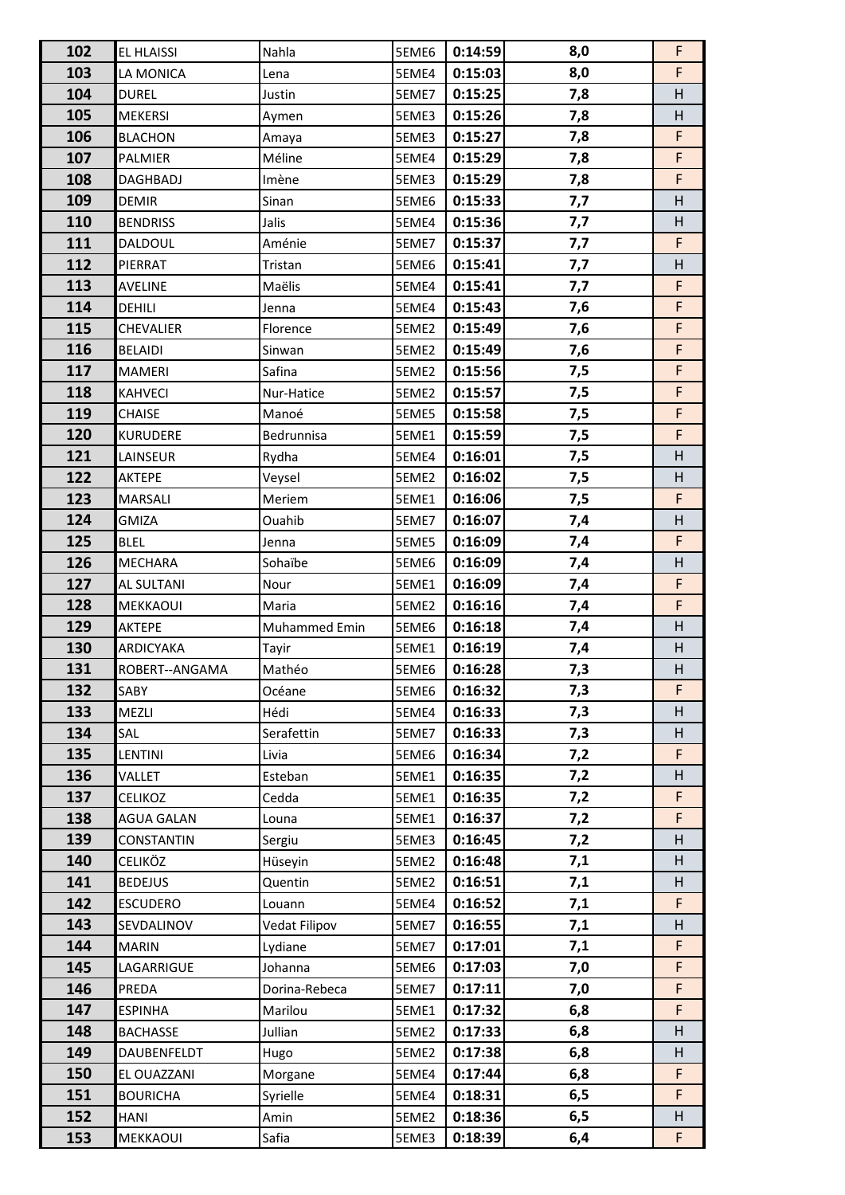| 102 | EL HLAISSI | Nahla | 5EME6 | 0:14:59 | 8,0 | F |
|---|---|---|---|---|---|---|
| 103 | LA MONICA | Lena | 5EME4 | 0:15:03 | 8,0 | F |
| 104 | DUREL | Justin | 5EME7 | 0:15:25 | 7,8 | H |
| 105 | MEKERSI | Aymen | 5EME3 | 0:15:26 | 7,8 | H |
| 106 | BLACHON | Amaya | 5EME3 | 0:15:27 | 7,8 | F |
| 107 | PALMIER | Méline | 5EME4 | 0:15:29 | 7,8 | F |
| 108 | DAGHBADJ | Imène | 5EME3 | 0:15:29 | 7,8 | F |
| 109 | DEMIR | Sinan | 5EME6 | 0:15:33 | 7,7 | H |
| 110 | BENDRISS | Jalis | 5EME4 | 0:15:36 | 7,7 | H |
| 111 | DALDOUL | Aménie | 5EME7 | 0:15:37 | 7,7 | F |
| 112 | PIERRAT | Tristan | 5EME6 | 0:15:41 | 7,7 | H |
| 113 | AVELINE | Maëlis | 5EME4 | 0:15:41 | 7,7 | F |
| 114 | DEHILI | Jenna | 5EME4 | 0:15:43 | 7,6 | F |
| 115 | CHEVALIER | Florence | 5EME2 | 0:15:49 | 7,6 | F |
| 116 | BELAIDI | Sinwan | 5EME2 | 0:15:49 | 7,6 | F |
| 117 | MAMERI | Safina | 5EME2 | 0:15:56 | 7,5 | F |
| 118 | KAHVECI | Nur-Hatice | 5EME2 | 0:15:57 | 7,5 | F |
| 119 | CHAISE | Manoé | 5EME5 | 0:15:58 | 7,5 | F |
| 120 | KURUDERE | Bedrunnisa | 5EME1 | 0:15:59 | 7,5 | F |
| 121 | LAINSEUR | Rydha | 5EME4 | 0:16:01 | 7,5 | H |
| 122 | AKTEPE | Veysel | 5EME2 | 0:16:02 | 7,5 | H |
| 123 | MARSALI | Meriem | 5EME1 | 0:16:06 | 7,5 | F |
| 124 | GMIZA | Ouahib | 5EME7 | 0:16:07 | 7,4 | H |
| 125 | BLEL | Jenna | 5EME5 | 0:16:09 | 7,4 | F |
| 126 | MECHARA | Sohaïbe | 5EME6 | 0:16:09 | 7,4 | H |
| 127 | AL SULTANI | Nour | 5EME1 | 0:16:09 | 7,4 | F |
| 128 | MEKKAOUI | Maria | 5EME2 | 0:16:16 | 7,4 | F |
| 129 | AKTEPE | Muhammed Emin | 5EME6 | 0:16:18 | 7,4 | H |
| 130 | ARDICYAKA | Tayir | 5EME1 | 0:16:19 | 7,4 | H |
| 131 | ROBERT--ANGAMA | Mathéo | 5EME6 | 0:16:28 | 7,3 | H |
| 132 | SABY | Océane | 5EME6 | 0:16:32 | 7,3 | F |
| 133 | MEZLI | Hédi | 5EME4 | 0:16:33 | 7,3 | H |
| 134 | SAL | Serafettin | 5EME7 | 0:16:33 | 7,3 | H |
| 135 | LENTINI | Livia | 5EME6 | 0:16:34 | 7,2 | F |
| 136 | VALLET | Esteban | 5EME1 | 0:16:35 | 7,2 | H |
| 137 | CELIKOZ | Cedda | 5EME1 | 0:16:35 | 7,2 | F |
| 138 | AGUA GALAN | Louna | 5EME1 | 0:16:37 | 7,2 | F |
| 139 | CONSTANTIN | Sergiu | 5EME3 | 0:16:45 | 7,2 | H |
| 140 | CELIKÖZ | Hüseyin | 5EME2 | 0:16:48 | 7,1 | H |
| 141 | BEDEJUS | Quentin | 5EME2 | 0:16:51 | 7,1 | H |
| 142 | ESCUDERO | Louann | 5EME4 | 0:16:52 | 7,1 | F |
| 143 | SEVDALINOV | Vedat Filipov | 5EME7 | 0:16:55 | 7,1 | H |
| 144 | MARIN | Lydiane | 5EME7 | 0:17:01 | 7,1 | F |
| 145 | LAGARRIGUE | Johanna | 5EME6 | 0:17:03 | 7,0 | F |
| 146 | PREDA | Dorina-Rebeca | 5EME7 | 0:17:11 | 7,0 | F |
| 147 | ESPINHA | Marilou | 5EME1 | 0:17:32 | 6,8 | F |
| 148 | BACHASSE | Jullian | 5EME2 | 0:17:33 | 6,8 | H |
| 149 | DAUBENFELDT | Hugo | 5EME2 | 0:17:38 | 6,8 | H |
| 150 | EL OUAZZANI | Morgane | 5EME4 | 0:17:44 | 6,8 | F |
| 151 | BOURICHA | Syrielle | 5EME4 | 0:18:31 | 6,5 | F |
| 152 | HANI | Amin | 5EME2 | 0:18:36 | 6,5 | H |
| 153 | MEKKAOUI | Safia | 5EME3 | 0:18:39 | 6,4 | F |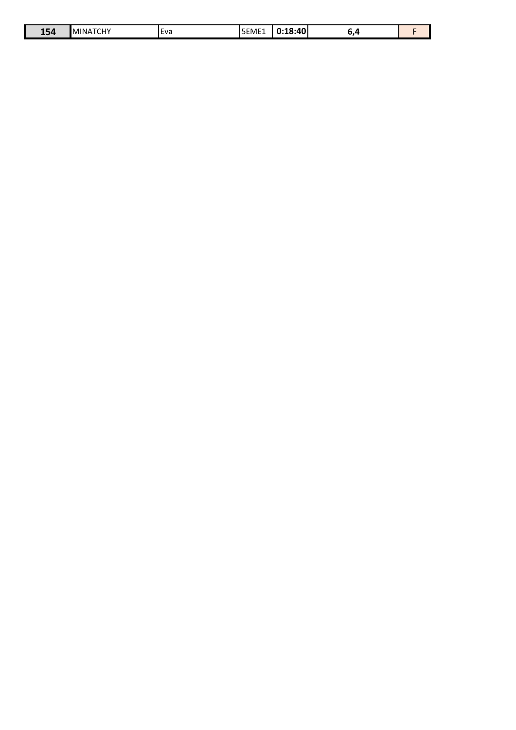| | | | | | | |
|---|---|---|---|---|---|---|
| **154** | MINATCHY | Eva | 5EME1 | **0:18:40** | **6,4** | F |